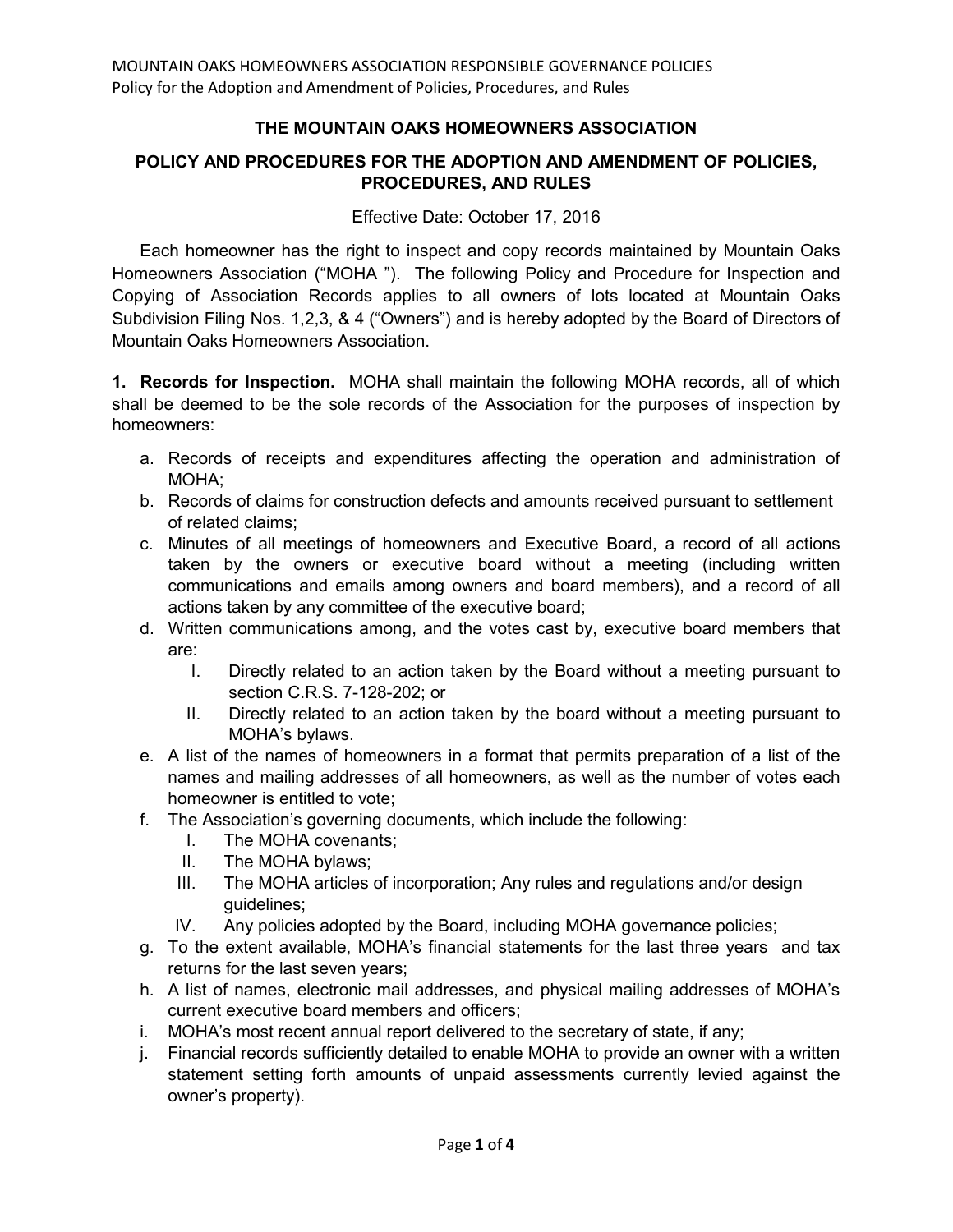## THE MOUNTAIN OAKS HOMEOWNERS ASSOCIATION

## POLICY AND PROCEDURES FOR THE ADOPTION AND AMENDMENT OF POLICIES, PROCEDURES, AND RULES

Effective Date: October 17, 2016

Each homeowner has the right to inspect and copy records maintained by Mountain Oaks Homeowners Association ("MOHA "). The following Policy and Procedure for Inspection and Copying of Association Records applies to all owners of lots located at Mountain Oaks Subdivision Filing Nos. 1,2,3, & 4 ("Owners") and is hereby adopted by the Board of Directors of Mountain Oaks Homeowners Association.

**1. Records for Inspection.** MOHA shall maintain the following MOHA records, all of which shall be deemed to be the sole records of the Association for the purposes of inspection by homeowners:

a. Records of receipts and expenditures affecting the operation and administration of MOHA;
b. Records of claims for construction defects and amounts received pursuant to settlement of related claims;
c. Minutes of all meetings of homeowners and Executive Board, a record of all actions taken by the owners or executive board without a meeting (including written communications and emails among owners and board members), and a record of all actions taken by any committee of the executive board;
d. Written communications among, and the votes cast by, executive board members that are:
   I. Directly related to an action taken by the Board without a meeting pursuant to section C.R.S. 7-128-202; or
   II. Directly related to an action taken by the board without a meeting pursuant to MOHA's bylaws.
e. A list of the names of homeowners in a format that permits preparation of a list of the names and mailing addresses of all homeowners, as well as the number of votes each homeowner is entitled to vote;
f. The Association's governing documents, which include the following:
   I. The MOHA covenants;
   II. The MOHA bylaws;
   III. The MOHA articles of incorporation; Any rules and regulations and/or design guidelines;
   IV. Any policies adopted by the Board, including MOHA governance policies;
g. To the extent available, MOHA's financial statements for the last three years and tax returns for the last seven years;
h. A list of names, electronic mail addresses, and physical mailing addresses of MOHA's current executive board members and officers;
i. MOHA's most recent annual report delivered to the secretary of state, if any;
j. Financial records sufficiently detailed to enable MOHA to provide an owner with a written statement setting forth amounts of unpaid assessments currently levied against the owner's property).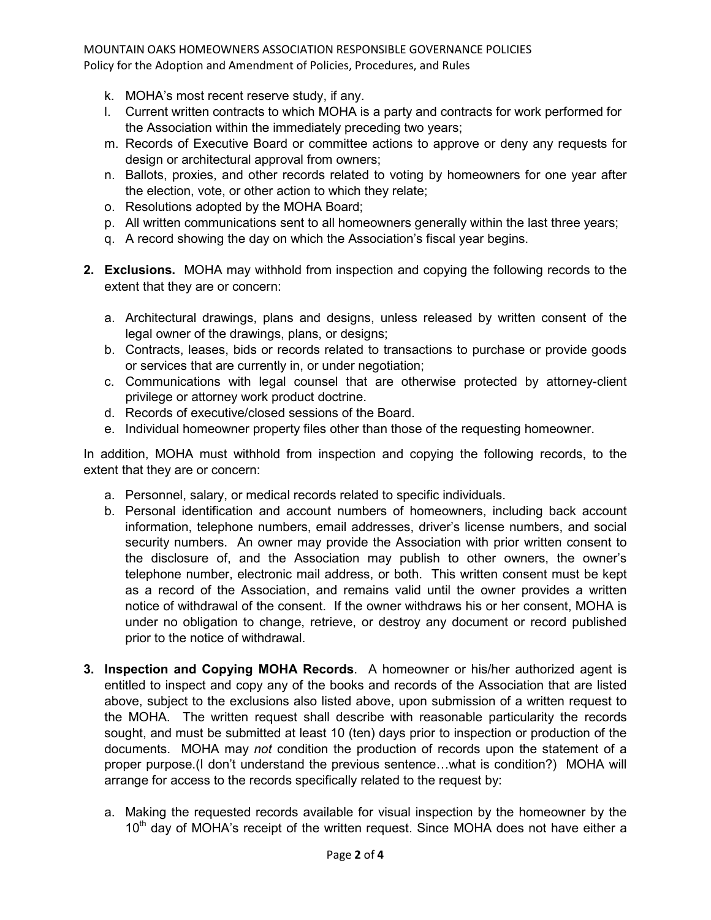k. MOHA's most recent reserve study, if any.
l. Current written contracts to which MOHA is a party and contracts for work performed for the Association within the immediately preceding two years;
m. Records of Executive Board or committee actions to approve or deny any requests for design or architectural approval from owners;
n. Ballots, proxies, and other records related to voting by homeowners for one year after the election, vote, or other action to which they relate;
o. Resolutions adopted by the MOHA Board;
p. All written communications sent to all homeowners generally within the last three years;
q. A record showing the day on which the Association's fiscal year begins.

**2. Exclusions.** MOHA may withhold from inspection and copying the following records to the extent that they are or concern:

a. Architectural drawings, plans and designs, unless released by written consent of the legal owner of the drawings, plans, or designs;
b. Contracts, leases, bids or records related to transactions to purchase or provide goods or services that are currently in, or under negotiation;
c. Communications with legal counsel that are otherwise protected by attorney-client privilege or attorney work product doctrine.
d. Records of executive/closed sessions of the Board.
e. Individual homeowner property files other than those of the requesting homeowner.

In addition, MOHA must withhold from inspection and copying the following records, to the extent that they are or concern:

a. Personnel, salary, or medical records related to specific individuals.
b. Personal identification and account numbers of homeowners, including back account information, telephone numbers, email addresses, driver's license numbers, and social security numbers. An owner may provide the Association with prior written consent to the disclosure of, and the Association may publish to other owners, the owner's telephone number, electronic mail address, or both. This written consent must be kept as a record of the Association, and remains valid until the owner provides a written notice of withdrawal of the consent. If the owner withdraws his or her consent, MOHA is under no obligation to change, retrieve, or destroy any document or record published prior to the notice of withdrawal.

**3. Inspection and Copying MOHA Records**. A homeowner or his/her authorized agent is entitled to inspect and copy any of the books and records of the Association that are listed above, subject to the exclusions also listed above, upon submission of a written request to the MOHA. The written request shall describe with reasonable particularity the records sought, and must be submitted at least 10 (ten) days prior to inspection or production of the documents. MOHA may *not* condition the production of records upon the statement of a proper purpose.(I don't understand the previous sentence…what is condition?) MOHA will arrange for access to the records specifically related to the request by:

a. Making the requested records available for visual inspection by the homeowner by the 10th day of MOHA's receipt of the written request. Since MOHA does not have either a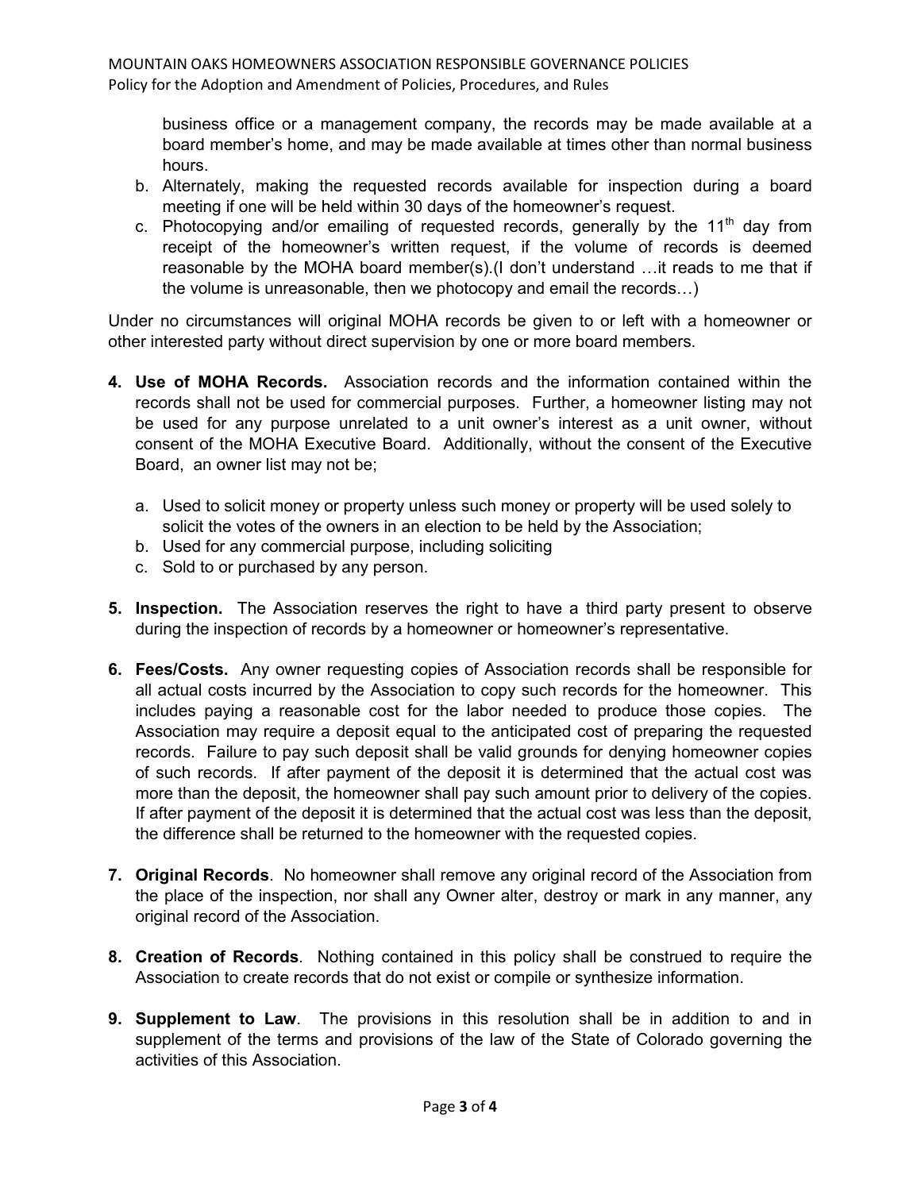business office or a management company, the records may be made available at a board member's home, and may be made available at times other than normal business hours.

b. Alternately, making the requested records available for inspection during a board meeting if one will be held within 30 days of the homeowner's request.
c. Photocopying and/or emailing of requested records, generally by the 11th day from receipt of the homeowner's written request, if the volume of records is deemed reasonable by the MOHA board member(s).(I don't understand …it reads to me that if the volume is unreasonable, then we photocopy and email the records…)

Under no circumstances will original MOHA records be given to or left with a homeowner or other interested party without direct supervision by one or more board members.

4. **Use of MOHA Records.** Association records and the information contained within the records shall not be used for commercial purposes. Further, a homeowner listing may not be used for any purpose unrelated to a unit owner's interest as a unit owner, without consent of the MOHA Executive Board. Additionally, without the consent of the Executive Board, an owner list may not be;

   a. Used to solicit money or property unless such money or property will be used solely to solicit the votes of the owners in an election to be held by the Association;
   b. Used for any commercial purpose, including soliciting
   c. Sold to or purchased by any person.

5. **Inspection.** The Association reserves the right to have a third party present to observe during the inspection of records by a homeowner or homeowner's representative.

6. **Fees/Costs.** Any owner requesting copies of Association records shall be responsible for all actual costs incurred by the Association to copy such records for the homeowner. This includes paying a reasonable cost for the labor needed to produce those copies. The Association may require a deposit equal to the anticipated cost of preparing the requested records. Failure to pay such deposit shall be valid grounds for denying homeowner copies of such records. If after payment of the deposit it is determined that the actual cost was more than the deposit, the homeowner shall pay such amount prior to delivery of the copies. If after payment of the deposit it is determined that the actual cost was less than the deposit, the difference shall be returned to the homeowner with the requested copies.

7. **Original Records**. No homeowner shall remove any original record of the Association from the place of the inspection, nor shall any Owner alter, destroy or mark in any manner, any original record of the Association.

8. **Creation of Records**. Nothing contained in this policy shall be construed to require the Association to create records that do not exist or compile or synthesize information.

9. **Supplement to Law**. The provisions in this resolution shall be in addition to and in supplement of the terms and provisions of the law of the State of Colorado governing the activities of this Association.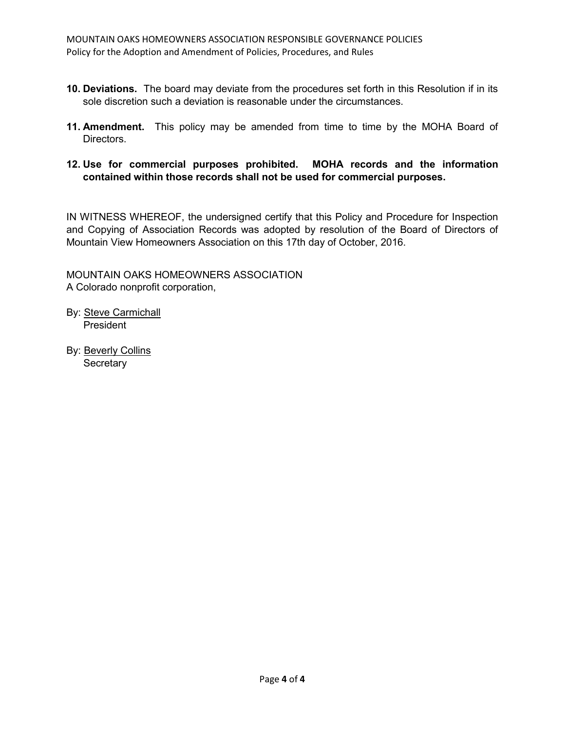**10. Deviations.** The board may deviate from the procedures set forth in this Resolution if in its sole discretion such a deviation is reasonable under the circumstances.

**11. Amendment.** This policy may be amended from time to time by the MOHA Board of Directors.

**12. Use for commercial purposes prohibited. MOHA records and the information contained within those records shall not be used for commercial purposes.**

IN WITNESS WHEREOF, the undersigned certify that this Policy and Procedure for Inspection and Copying of Association Records was adopted by resolution of the Board of Directors of Mountain View Homeowners Association on this 17th day of October, 2016.

MOUNTAIN OAKS HOMEOWNERS ASSOCIATION
A Colorado nonprofit corporation,

By: Steve Carmichall
President

By: Beverly Collins
Secretary